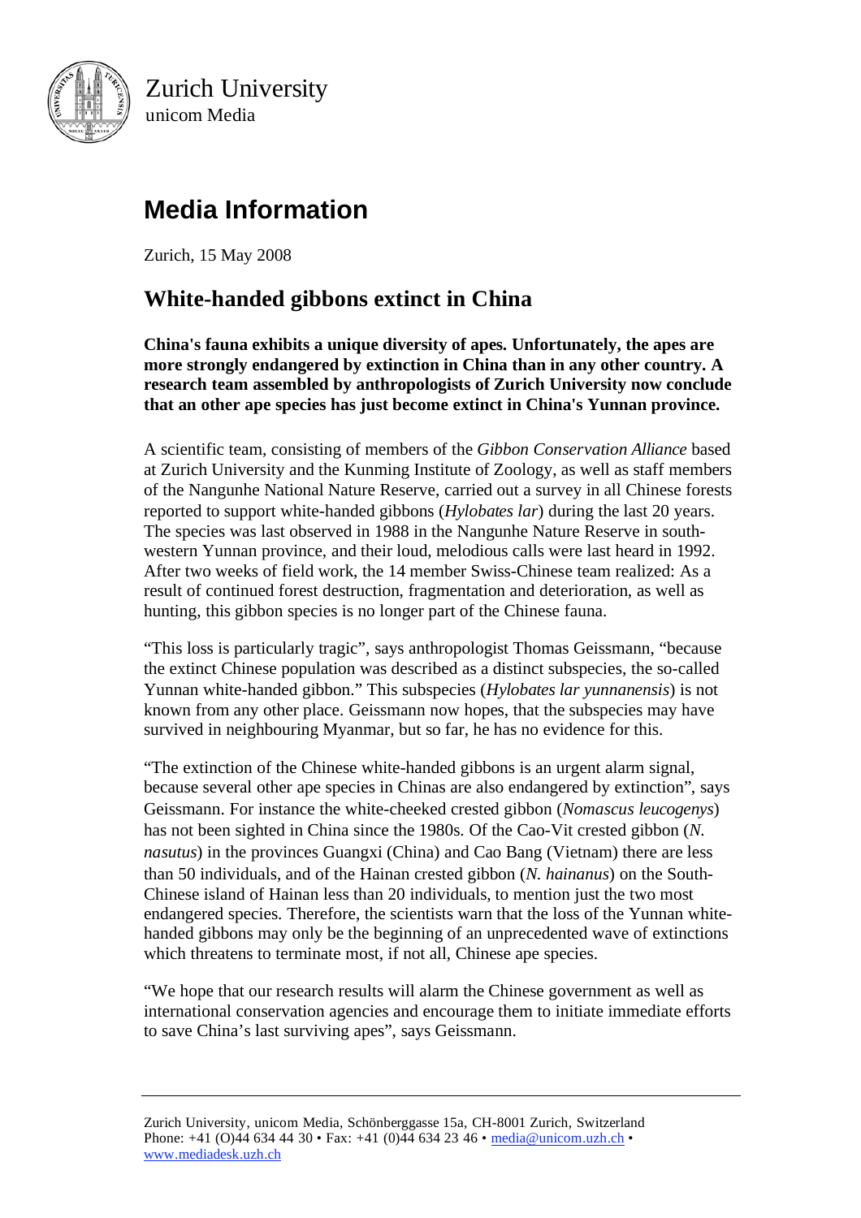Zurich University
unicom Media

# Media Information

Zurich, 15 May 2008

## White-handed gibbons extinct in China

**China's fauna exhibits a unique diversity of apes. Unfortunately, the apes are more strongly endangered by extinction in China than in any other country. A research team assembled by anthropologists of Zurich University now conclude that an other ape species has just become extinct in China's Yunnan province.**

A scientific team, consisting of members of the *Gibbon Conservation Alliance* based at Zurich University and the Kunming Institute of Zoology, as well as staff members of the Nangunhe National Nature Reserve, carried out a survey in all Chinese forests reported to support white-handed gibbons (*Hylobates lar*) during the last 20 years. The species was last observed in 1988 in the Nangunhe Nature Reserve in south-western Yunnan province, and their loud, melodious calls were last heard in 1992. After two weeks of field work, the 14 member Swiss-Chinese team realized: As a result of continued forest destruction, fragmentation and deterioration, as well as hunting, this gibbon species is no longer part of the Chinese fauna.

"This loss is particularly tragic", says anthropologist Thomas Geissmann, "because the extinct Chinese population was described as a distinct subspecies, the so-called Yunnan white-handed gibbon." This subspecies (*Hylobates lar yunnanensis*) is not known from any other place. Geissmann now hopes, that the subspecies may have survived in neighbouring Myanmar, but so far, he has no evidence for this.

"The extinction of the Chinese white-handed gibbons is an urgent alarm signal, because several other ape species in Chinas are also endangered by extinction", says Geissmann. For instance the white-cheeked crested gibbon (*Nomascus leucogenys*) has not been sighted in China since the 1980s. Of the Cao-Vit crested gibbon (*N. nasutus*) in the provinces Guangxi (China) and Cao Bang (Vietnam) there are less than 50 individuals, and of the Hainan crested gibbon (*N. hainanus*) on the South-Chinese island of Hainan less than 20 individuals, to mention just the two most endangered species. Therefore, the scientists warn that the loss of the Yunnan white-handed gibbons may only be the beginning of an unprecedented wave of extinctions which threatens to terminate most, if not all, Chinese ape species.

"We hope that our research results will alarm the Chinese government as well as international conservation agencies and encourage them to initiate immediate efforts to save China's last surviving apes", says Geissmann.

---

Zurich University, unicom Media, Schönberggasse 15a, CH-8001 Zurich, Switzerland
Phone: +41 (O)44 634 44 30 • Fax: +41 (0)44 634 23 46 • media@unicom.uzh.ch • www.mediadesk.uzh.ch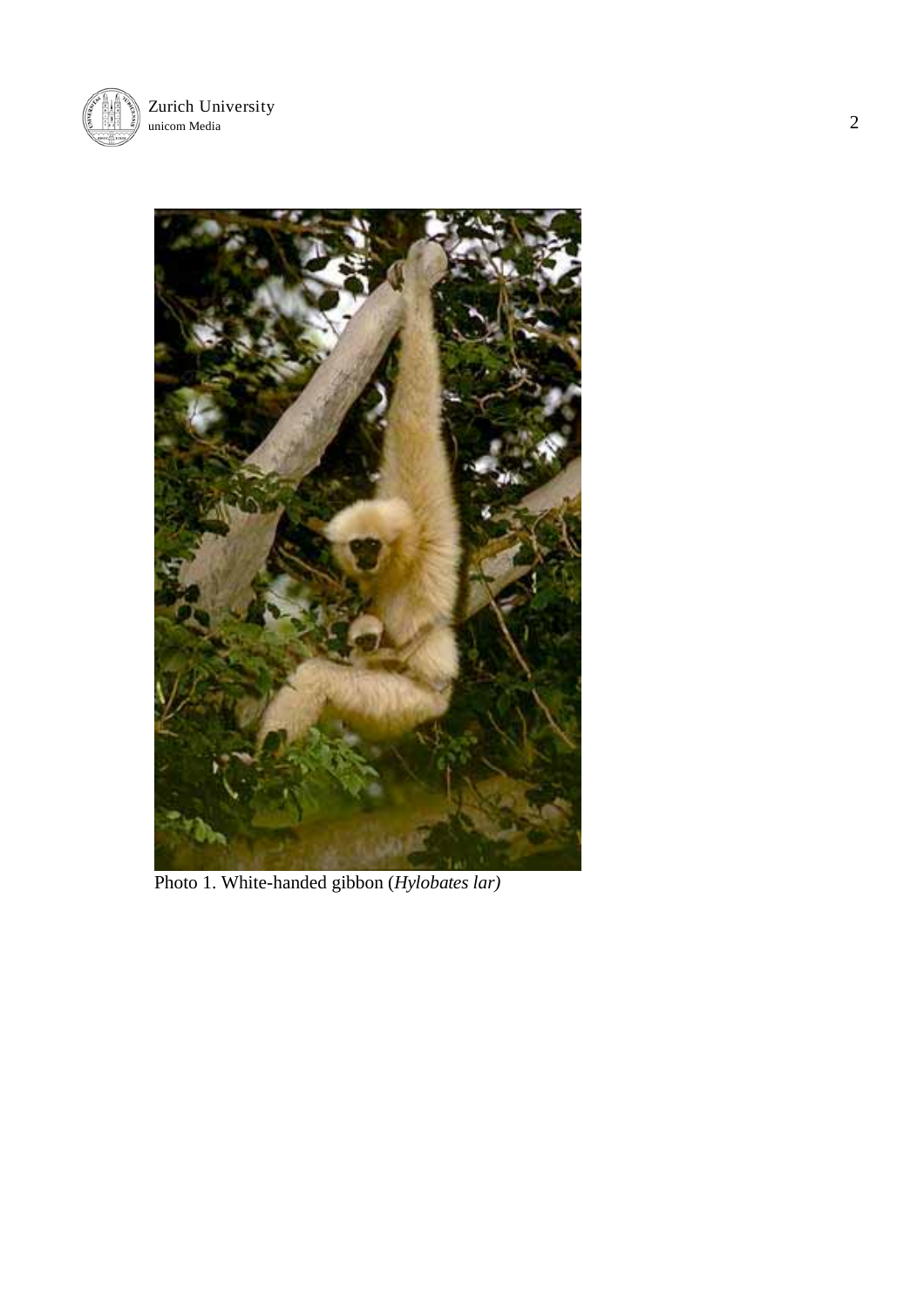Photo 1. White-handed gibbon (*Hylobates lar)*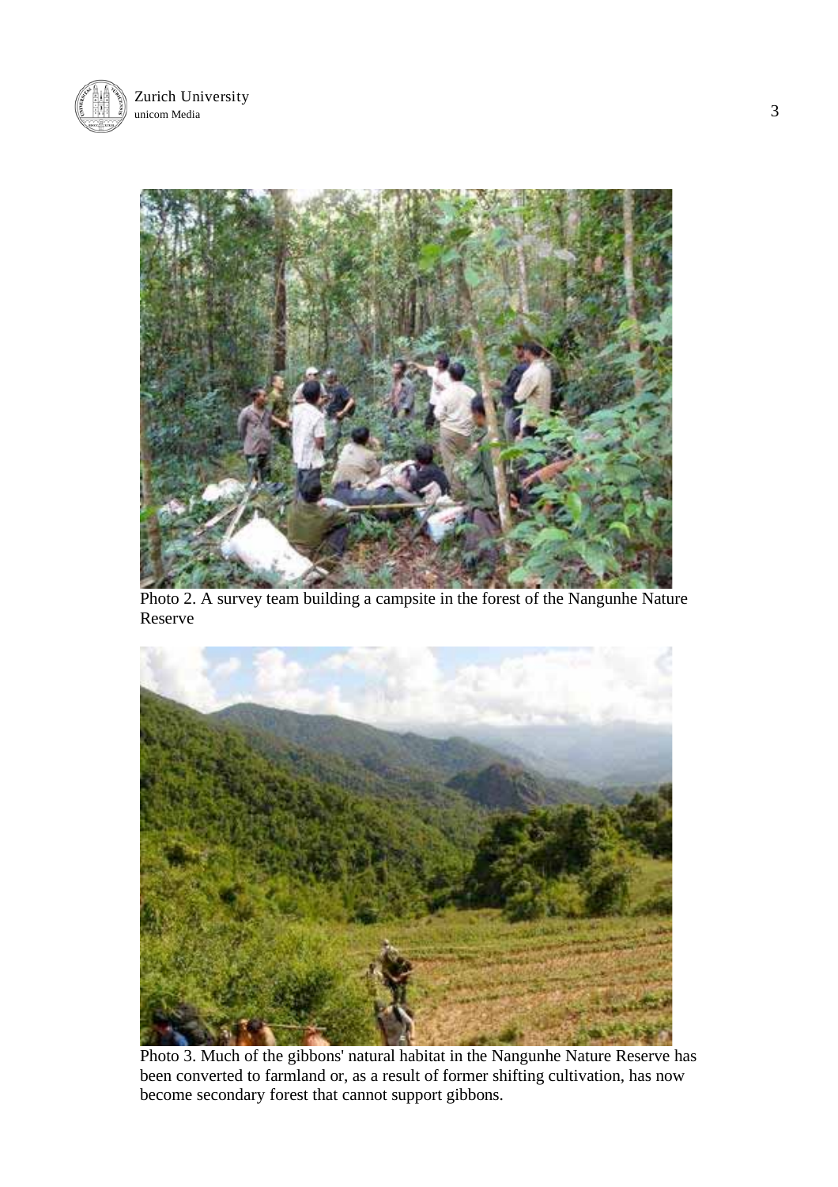Photo 2. A survey team building a campsite in the forest of the Nangunhe Nature Reserve

Photo 3. Much of the gibbons' natural habitat in the Nangunhe Nature Reserve has been converted to farmland or, as a result of former shifting cultivation, has now become secondary forest that cannot support gibbons.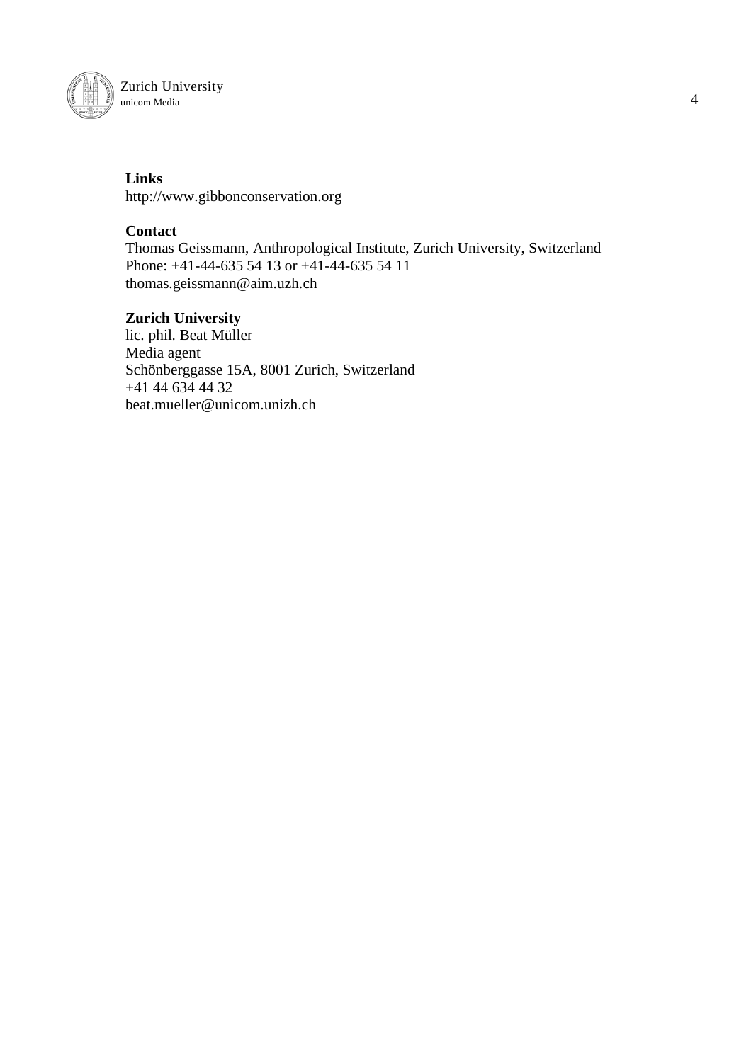**Links**
http://www.gibbonconservation.org

**Contact**
Thomas Geissmann, Anthropological Institute, Zurich University, Switzerland
Phone: +41-44-635 54 13 or +41-44-635 54 11
thomas.geissmann@aim.uzh.ch

**Zurich University**
lic. phil. Beat Müller
Media agent
Schönberggasse 15A, 8001 Zurich, Switzerland
+41 44 634 44 32
beat.mueller@unicom.unizh.ch